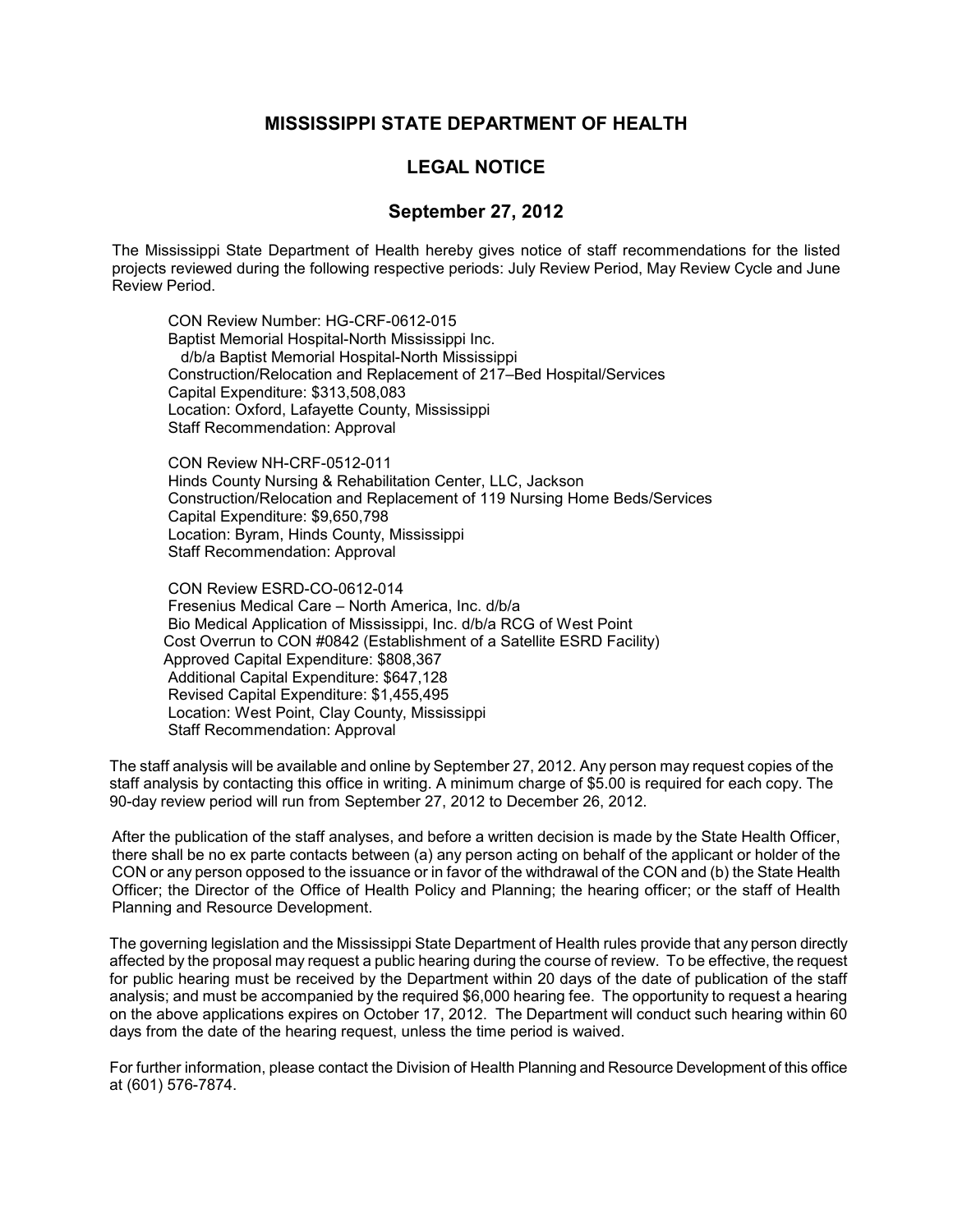# MISSISSIPPI STATE DEPARTMENT OF HEALTH

## LEGAL NOTICE

## September 27, 2012

The Mississippi State Department of Health hereby gives notice of staff recommendations for the listed projects reviewed during the following respective periods: July Review Period, May Review Cycle and June Review Period.

CON Review Number: HG-CRF-0612-015
Baptist Memorial Hospital-North Mississippi Inc.
d/b/a Baptist Memorial Hospital-North Mississippi
Construction/Relocation and Replacement of 217–Bed Hospital/Services
Capital Expenditure: $313,508,083
Location: Oxford, Lafayette County, Mississippi
Staff Recommendation: Approval

CON Review NH-CRF-0512-011
Hinds County Nursing & Rehabilitation Center, LLC, Jackson
Construction/Relocation and Replacement of 119 Nursing Home Beds/Services
Capital Expenditure: $9,650,798
Location: Byram, Hinds County, Mississippi
Staff Recommendation: Approval

CON Review ESRD-CO-0612-014
Fresenius Medical Care – North America, Inc. d/b/a
Bio Medical Application of Mississippi, Inc. d/b/a RCG of West Point
Cost Overrun to CON #0842 (Establishment of a Satellite ESRD Facility)
Approved Capital Expenditure: $808,367
Additional Capital Expenditure: $647,128
Revised Capital Expenditure: $1,455,495
Location: West Point, Clay County, Mississippi
Staff Recommendation: Approval

The staff analysis will be available and online by September 27, 2012. Any person may request copies of the staff analysis by contacting this office in writing. A minimum charge of $5.00 is required for each copy. The 90-day review period will run from September 27, 2012 to December 26, 2012.

After the publication of the staff analyses, and before a written decision is made by the State Health Officer, there shall be no ex parte contacts between (a) any person acting on behalf of the applicant or holder of the CON or any person opposed to the issuance or in favor of the withdrawal of the CON and (b) the State Health Officer; the Director of the Office of Health Policy and Planning; the hearing officer; or the staff of Health Planning and Resource Development.

The governing legislation and the Mississippi State Department of Health rules provide that any person directly affected by the proposal may request a public hearing during the course of review. To be effective, the request for public hearing must be received by the Department within 20 days of the date of publication of the staff analysis; and must be accompanied by the required $6,000 hearing fee. The opportunity to request a hearing on the above applications expires on October 17, 2012. The Department will conduct such hearing within 60 days from the date of the hearing request, unless the time period is waived.

For further information, please contact the Division of Health Planning and Resource Development of this office at (601) 576-7874.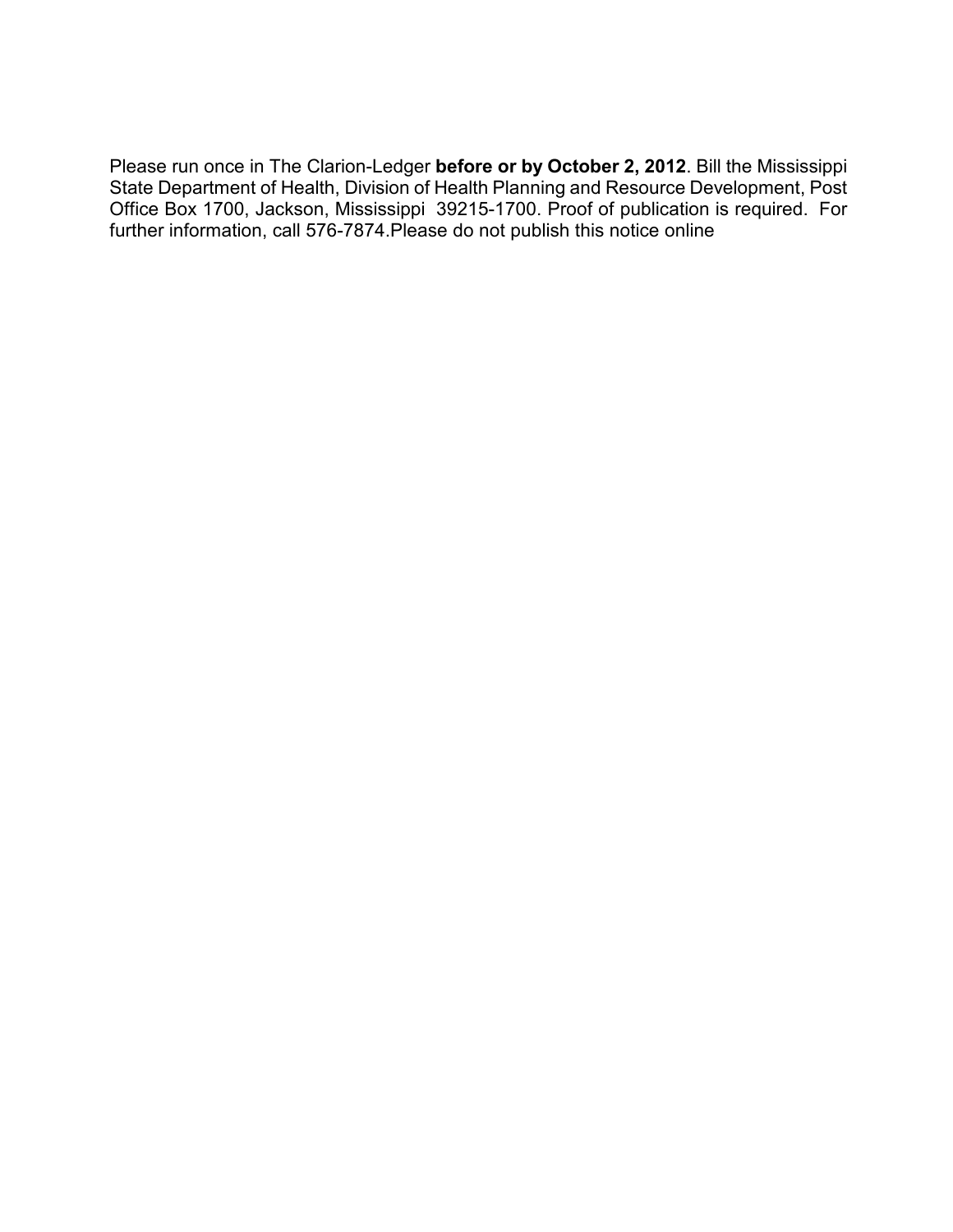Please run once in The Clarion-Ledger **before or by October 2, 2012**. Bill the Mississippi State Department of Health, Division of Health Planning and Resource Development, Post Office Box 1700, Jackson, Mississippi 39215-1700. Proof of publication is required. For further information, call 576-7874.Please do not publish this notice online